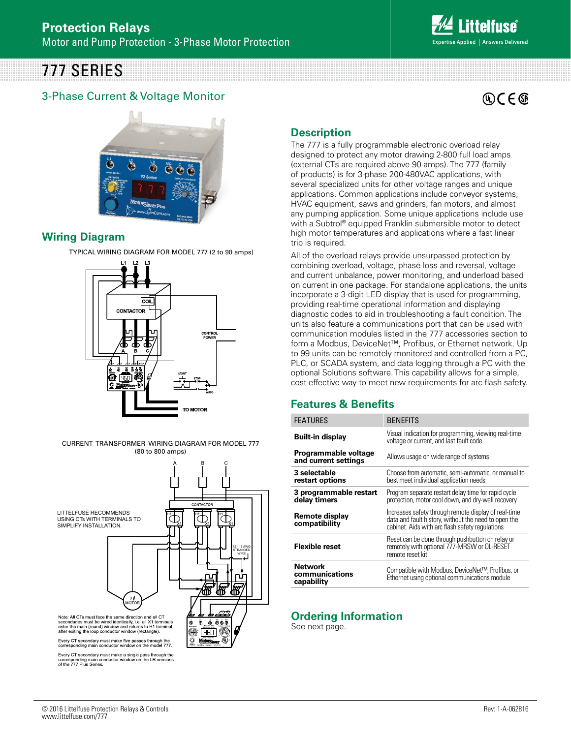# Protection Relays

Motor and Pump Protection - 3-Phase Motor Protection

# 777 SERIES

## 3-Phase Current & Voltage Monitor

## Description

The 777 is a fully programmable electronic overload relay designed to protect any motor drawing 2-800 full load amps (external CTs are required above 90 amps). The 777 (family of products) is for 3-phase 200-480VAC applications, with several specialized units for other voltage ranges and unique applications. Common applications include conveyor systems, HVAC equipment, saws and grinders, fan motors, and almost any pumping application. Some unique applications include use with a Subtrol® equipped Franklin submersible motor to detect high motor temperatures and applications where a fast linear trip is required.

All of the overload relays provide unsurpassed protection by combining overload, voltage, phase loss and reversal, voltage and current unbalance, power monitoring, and underload based on current in one package. For standalone applications, the units incorporate a 3-digit LED display that is used for programming, providing real-time operational information and displaying diagnostic codes to aid in troubleshooting a fault condition. The units also feature a communications port that can be used with communication modules listed in the 777 accessories section to form a Modbus, DeviceNet™, Profibus, or Ethernet network. Up to 99 units can be remotely monitored and controlled from a PC, PLC, or SCADA system, and data logging through a PC with the optional Solutions software. This capability allows for a simple, cost-effective way to meet new requirements for arc-flash safety.

## Wiring Diagram

TYPICAL WIRING DIAGRAM FOR MODEL 777 (2 to 90 amps)

L1 L2 L3

COIL

CONTACTOR

CONTROL POWER

A B C

START

STOP

AUTO

TO MOTOR

CURRENT TRANSFORMER WIRING DIAGRAM FOR MODEL 777 (80 to 800 amps)

A B C

CONTACTOR

LITTELFUSE RECOMMENDS USING CTs WITH TERMINALS TO SIMPLIFY INSTALLATION.

12 - 16 AWG STRANDED WIRE

3 ∅ MOTOR

Note: All CTs must face the same direction and all CT secondaries must be wired identically, i.e. all X1 terminals enter the main (round) window and returns to H1 terminal after exiting the loop conductor window (rectangle).

Every CT secondary must make five passes through the corresponding main conductor window on the model 777.

Every CT secondary must make a single pass through the corresponding main conductor window on the LR versions of the 777 Plus Series.

## Features & Benefits

| FEATURES | BENEFITS |
|---|---|
| **Built-in display** | Visual indication for programming, viewing real-time voltage or current, and last fault code |
| **Programmable voltage and current settings** | Allows usage on wide range of systems |
| **3 selectable restart options** | Choose from automatic, semi-automatic, or manual to best meet individual application needs |
| **3 programmable restart delay timers** | Program separate restart delay time for rapid cycle protection, motor cool down, and dry-well recovery |
| **Remote display compatibility** | Increases safety through remote display of real-time data and fault history, without the need to open the cabinet. Aids with arc flash safety regulations |
| **Flexible reset** | Reset can be done through pushbutton on relay or remotely with optional 777-MRSW or OL-RESET remote reset kit |
| **Network communications capability** | Compatible with Modbus, DeviceNet™, Profibus, or Ethernet using optional communications module |

## Ordering Information

See next page.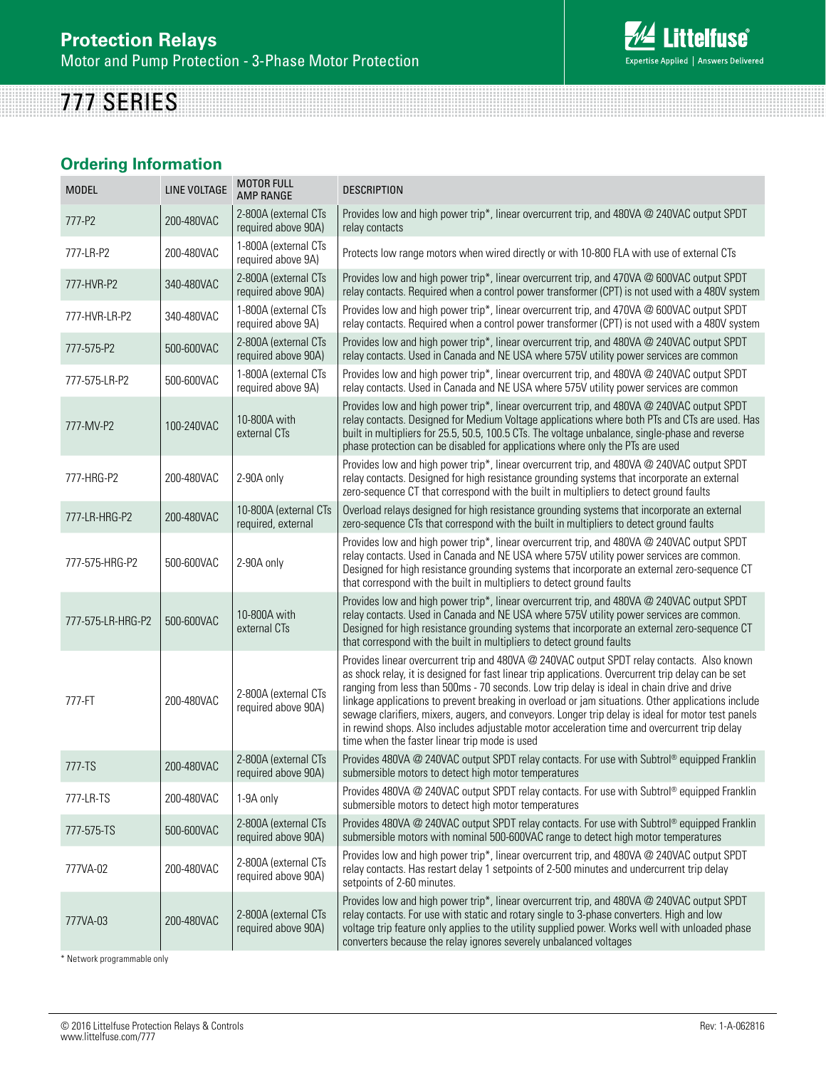# Protection Relays

Motor and Pump Protection - 3-Phase Motor Protection

# 777 SERIES

## Ordering Information

| MODEL | LINE VOLTAGE | MOTOR FULL AMP RANGE | DESCRIPTION |
|---|---|---|---|
| 777-P2 | 200-480VAC | 2-800A (external CTs required above 90A) | Provides low and high power trip*, linear overcurrent trip, and 480VA @ 240VAC output SPDT relay contacts |
| 777-LR-P2 | 200-480VAC | 1-800A (external CTs required above 9A) | Protects low range motors when wired directly or with 10-800 FLA with use of external CTs |
| 777-HVR-P2 | 340-480VAC | 2-800A (external CTs required above 90A) | Provides low and high power trip*, linear overcurrent trip, and 470VA @ 600VAC output SPDT relay contacts. Required when a control power transformer (CPT) is not used with a 480V system |
| 777-HVR-LR-P2 | 340-480VAC | 1-800A (external CTs required above 9A) | Provides low and high power trip*, linear overcurrent trip, and 470VA @ 600VAC output SPDT relay contacts. Required when a control power transformer (CPT) is not used with a 480V system |
| 777-575-P2 | 500-600VAC | 2-800A (external CTs required above 90A) | Provides low and high power trip*, linear overcurrent trip, and 480VA @ 240VAC output SPDT relay contacts. Used in Canada and NE USA where 575V utility power services are common |
| 777-575-LR-P2 | 500-600VAC | 1-800A (external CTs required above 9A) | Provides low and high power trip*, linear overcurrent trip, and 480VA @ 240VAC output SPDT relay contacts. Used in Canada and NE USA where 575V utility power services are common |
| 777-MV-P2 | 100-240VAC | 10-800A with external CTs | Provides low and high power trip*, linear overcurrent trip, and 480VA @ 240VAC output SPDT relay contacts. Designed for Medium Voltage applications where both PTs and CTs are used. Has built in multipliers for 25.5, 50.5, 100.5 CTs. The voltage unbalance, single-phase and reverse phase protection can be disabled for applications where only the PTs are used |
| 777-HRG-P2 | 200-480VAC | 2-90A only | Provides low and high power trip*, linear overcurrent trip, and 480VA @ 240VAC output SPDT relay contacts. Designed for high resistance grounding systems that incorporate an external zero-sequence CT that correspond with the built in multipliers to detect ground faults |
| 777-LR-HRG-P2 | 200-480VAC | 10-800A (external CTs required, external | Overload relays designed for high resistance grounding systems that incorporate an external zero-sequence CTs that correspond with the built in multipliers to detect ground faults |
| 777-575-HRG-P2 | 500-600VAC | 2-90A only | Provides low and high power trip*, linear overcurrent trip, and 480VA @ 240VAC output SPDT relay contacts. Used in Canada and NE USA where 575V utility power services are common. Designed for high resistance grounding systems that incorporate an external zero-sequence CT that correspond with the built in multipliers to detect ground faults |
| 777-575-LR-HRG-P2 | 500-600VAC | 10-800A with external CTs | Provides low and high power trip*, linear overcurrent trip, and 480VA @ 240VAC output SPDT relay contacts. Used in Canada and NE USA where 575V utility power services are common. Designed for high resistance grounding systems that incorporate an external zero-sequence CT that correspond with the built in multipliers to detect ground faults |
| 777-FT | 200-480VAC | 2-800A (external CTs required above 90A) | Provides linear overcurrent trip and 480VA @ 240VAC output SPDT relay contacts. Also known as shock relay, it is designed for fast linear trip applications. Overcurrent trip delay can be set ranging from less than 500ms - 70 seconds. Low trip delay is ideal in chain drive and drive linkage applications to prevent breaking in overload or jam situations. Other applications include sewage clarifiers, mixers, augers, and conveyors. Longer trip delay is ideal for motor test panels in rewind shops. Also includes adjustable motor acceleration time and overcurrent trip delay time when the faster linear trip mode is used |
| 777-TS | 200-480VAC | 2-800A (external CTs required above 90A) | Provides 480VA @ 240VAC output SPDT relay contacts. For use with Subtrol® equipped Franklin submersible motors to detect high motor temperatures |
| 777-LR-TS | 200-480VAC | 1-9A only | Provides 480VA @ 240VAC output SPDT relay contacts. For use with Subtrol® equipped Franklin submersible motors to detect high motor temperatures |
| 777-575-TS | 500-600VAC | 2-800A (external CTs required above 90A) | Provides 480VA @ 240VAC output SPDT relay contacts. For use with Subtrol® equipped Franklin submersible motors with nominal 500-600VAC range to detect high motor temperatures |
| 777VA-02 | 200-480VAC | 2-800A (external CTs required above 90A) | Provides low and high power trip*, linear overcurrent trip, and 480VA @ 240VAC output SPDT relay contacts. Has restart delay 1 setpoints of 2-500 minutes and undercurrent trip delay setpoints of 2-60 minutes. |
| 777VA-03 | 200-480VAC | 2-800A (external CTs required above 90A) | Provides low and high power trip*, linear overcurrent trip, and 480VA @ 240VAC output SPDT relay contacts. For use with static and rotary single to 3-phase converters. High and low voltage trip feature only applies to the utility supplied power. Works well with unloaded phase converters because the relay ignores severely unbalanced voltages |

* Network programmable only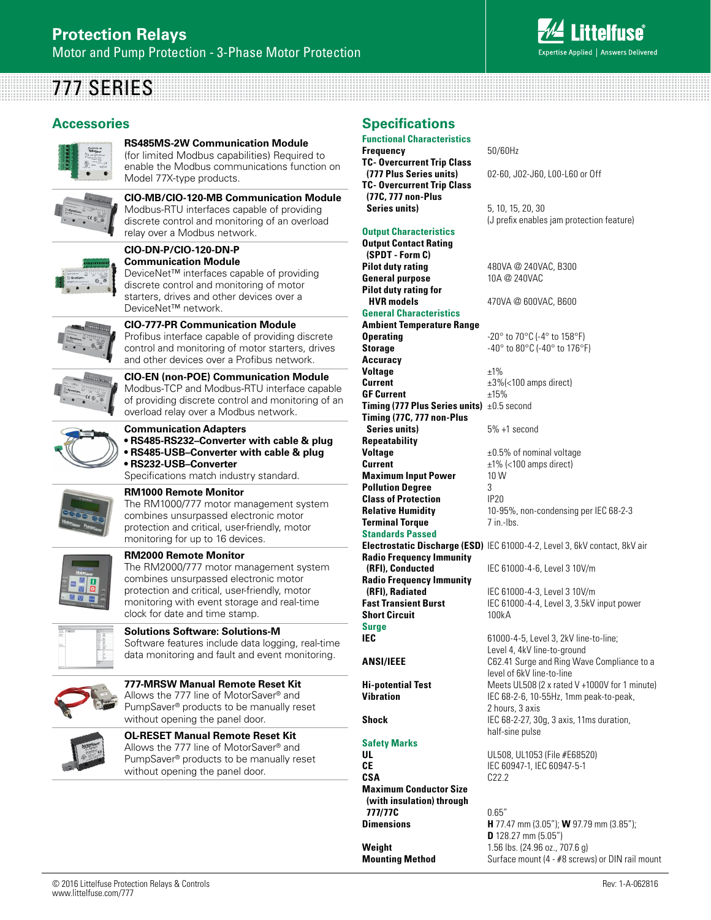# Protection Relays

Motor and Pump Protection - 3-Phase Motor Protection

# 777 SERIES

## Accessories

**RS485MS-2W Communication Module**
(for limited Modbus capabilities) Required to enable the Modbus communications function on Model 77X-type products.

**CIO-MB/CIO-120-MB Communication Module**
Modbus-RTU interfaces capable of providing discrete control and monitoring of an overload relay over a Modbus network.

**CIO-DN-P/CIO-120-DN-P Communication Module**
DeviceNet™ interfaces capable of providing discrete control and monitoring of motor starters, drives and other devices over a DeviceNet™ network.

**CIO-777-PR Communication Module**
Profibus interface capable of providing discrete control and monitoring of motor starters, drives and other devices over a Profibus network.

**CIO-EN (non-POE) Communication Module**
Modbus-TCP and Modbus-RTU interface capable of providing discrete control and monitoring of an overload relay over a Modbus network.

**Communication Adapters**
- **RS485-RS232–Converter with cable & plug**
- **RS485-USB–Converter with cable & plug**
- **RS232-USB–Converter**

Specifications match industry standard.

**RM1000 Remote Monitor**
The RM1000/777 motor management system combines unsurpassed electronic motor protection and critical, user-friendly, motor monitoring for up to 16 devices.

**RM2000 Remote Monitor**
The RM2000/777 motor management system combines unsurpassed electronic motor protection and critical, user-friendly, motor monitoring with event storage and real-time clock for date and time stamp.

**Solutions Software: Solutions-M**
Software features include data logging, real-time data monitoring and fault and event monitoring.

**777-MRSW Manual Remote Reset Kit**
Allows the 777 line of MotorSaver® and PumpSaver® products to be manually reset without opening the panel door.

**OL-RESET Manual Remote Reset Kit**
Allows the 777 line of MotorSaver® and PumpSaver® products to be manually reset without opening the panel door.

## Specifications

### Functional Characteristics

| | |
|---|---|
| **Frequency** | 50/60Hz |
| **TC- Overcurrent Trip Class (777 Plus Series units)** | 02-60, J02-J60, L00-L60 or Off |
| **TC- Overcurrent Trip Class (77C, 777 non-Plus Series units)** | 5, 10, 15, 20, 30 (J prefix enables jam protection feature) |

### Output Characteristics

| | |
|---|---|
| **Output Contact Rating (SPDT - Form C)** | |
| **Pilot duty rating** | 480VA @ 240VAC, B300 |
| **General purpose** | 10A @ 240VAC |
| **Pilot duty rating for HVR models** | 470VA @ 600VAC, B600 |

### General Characteristics

| | |
|---|---|
| **Ambient Temperature Range** | |
| **Operating** | -20° to 70°C (-4° to 158°F) |
| **Storage** | -40° to 80°C (-40° to 176°F) |
| **Accuracy** | |
| **Voltage** | ±1% |
| **Current** | ±3%(<100 amps direct) |
| **GF Current** | ±15% |
| **Timing (777 Plus Series units)** | ±0.5 second |
| **Timing (77C, 777 non-Plus Series units)** | 5% +1 second |
| **Repeatability** | |
| **Voltage** | ±0.5% of nominal voltage |
| **Current** | ±1% (<100 amps direct) |
| **Maximum Input Power** | 10 W |
| **Pollution Degree** | 3 |
| **Class of Protection** | IP20 |
| **Relative Humidity** | 10-95%, non-condensing per IEC 68-2-3 |
| **Terminal Torque** | 7 in.-lbs. |

### Standards Passed

| | |
|---|---|
| **Electrostatic Discharge (ESD)** | IEC 61000-4-2, Level 3, 6kV contact, 8kV air |
| **Radio Frequency Immunity (RFI), Conducted** | IEC 61000-4-6, Level 3 10V/m |
| **Radio Frequency Immunity (RFI), Radiated** | IEC 61000-4-3, Level 3 10V/m |
| **Fast Transient Burst** | IEC 61000-4-4, Level 3, 3.5kV input power |
| **Short Circuit** | 100kA |

### Surge

| | |
|---|---|
| **IEC** | 61000-4-5, Level 3, 2kV line-to-line; Level 4, 4kV line-to-ground |
| **ANSI/IEEE** | C62.41 Surge and Ring Wave Compliance to a level of 6kV line-to-line |
| **Hi-potential Test** | Meets UL508 (2 x rated V +1000V for 1 minute) |
| **Vibration** | IEC 68-2-6, 10-55Hz, 1mm peak-to-peak, 2 hours, 3 axis |
| **Shock** | IEC 68-2-27, 30g, 3 axis, 11ms duration, half-sine pulse |

### Safety Marks

| | |
|---|---|
| **UL** | UL508, UL1053 (File #E68520) |
| **CE** | IEC 60947-1, IEC 60947-5-1 |
| **CSA** | C22.2 |
| **Maximum Conductor Size (with insulation) through 777/77C** | 0.65" |
| **Dimensions** | **H** 77.47 mm (3.05"); **W** 97.79 mm (3.85"); **D** 128.27 mm (5.05") |
| **Weight** | 1.56 lbs. (24.96 oz., 707.6 g) |
| **Mounting Method** | Surface mount (4 - #8 screws) or DIN rail mount |

© 2016 Littelfuse Protection Relays & Controls
www.littelfuse.com/777

Rev: 1-A-062816